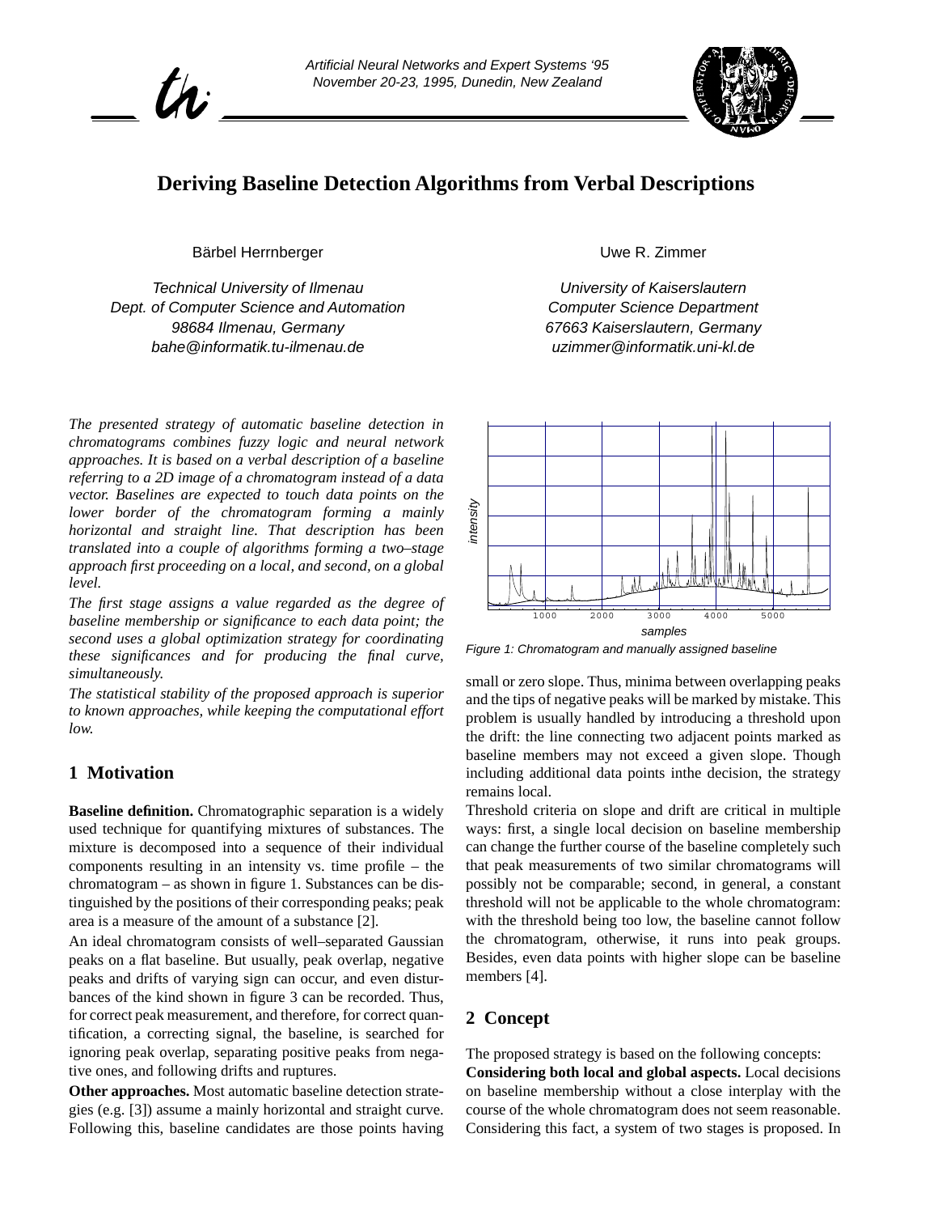# Deriving Baseline Detection Algorithms from Verbal Descriptions

Bärbel Herrnberger

*Technical University of Ilmenau*
*Dept. of Computer Science and Automation*
*98684 Ilmenau, Germany*
*bahe@informatik.tu-ilmenau.de*

Uwe R. Zimmer

*University of Kaiserslautern*
*Computer Science Department*
*67663 Kaiserslautern, Germany*
*uzimmer@informatik.uni-kl.de*

*The presented strategy of automatic baseline detection in chromatograms combines fuzzy logic and neural network approaches. It is based on a verbal description of a baseline referring to a 2D image of a chromatogram instead of a data vector. Baselines are expected to touch data points on the lower border of the chromatogram forming a mainly horizontal and straight line. That description has been translated into a couple of algorithms forming a two–stage approach first proceeding on a local, and second, on a global level.*

*The first stage assigns a value regarded as the degree of baseline membership or significance to each data point; the second uses a global optimization strategy for coordinating these significances and for producing the final curve, simultaneously.*

*The statistical stability of the proposed approach is superior to known approaches, while keeping the computational effort low.*

## 1 Motivation

**Baseline definition.** Chromatographic separation is a widely used technique for quantifying mixtures of substances. The mixture is decomposed into a sequence of their individual components resulting in an intensity vs. time profile – the chromatogram – as shown in figure 1. Substances can be distinguished by the positions of their corresponding peaks; peak area is a measure of the amount of a substance [2].

An ideal chromatogram consists of well–separated Gaussian peaks on a flat baseline. But usually, peak overlap, negative peaks and drifts of varying sign can occur, and even disturbances of the kind shown in figure 3 can be recorded. Thus, for correct peak measurement, and therefore, for correct quantification, a correcting signal, the baseline, is searched for ignoring peak overlap, separating positive peaks from negative ones, and following drifts and ruptures.

**Other approaches.** Most automatic baseline detection strategies (e.g. [3]) assume a mainly horizontal and straight curve. Following this, baseline candidates are those points having small or zero slope. Thus, minima between overlapping peaks and the tips of negative peaks will be marked by mistake. This problem is usually handled by introducing a threshold upon the drift: the line connecting two adjacent points marked as baseline members may not exceed a given slope. Though including additional data points inthe decision, the strategy remains local.

Figure 1: Chromatogram and manually assigned baseline

Threshold criteria on slope and drift are critical in multiple ways: first, a single local decision on baseline membership can change the further course of the baseline completely such that peak measurements of two similar chromatograms will possibly not be comparable; second, in general, a constant threshold will not be applicable to the whole chromatogram: with the threshold being too low, the baseline cannot follow the chromatogram, otherwise, it runs into peak groups. Besides, even data points with higher slope can be baseline members [4].

## 2 Concept

The proposed strategy is based on the following concepts:

**Considering both local and global aspects.** Local decisions on baseline membership without a close interplay with the course of the whole chromatogram does not seem reasonable. Considering this fact, a system of two stages is proposed. In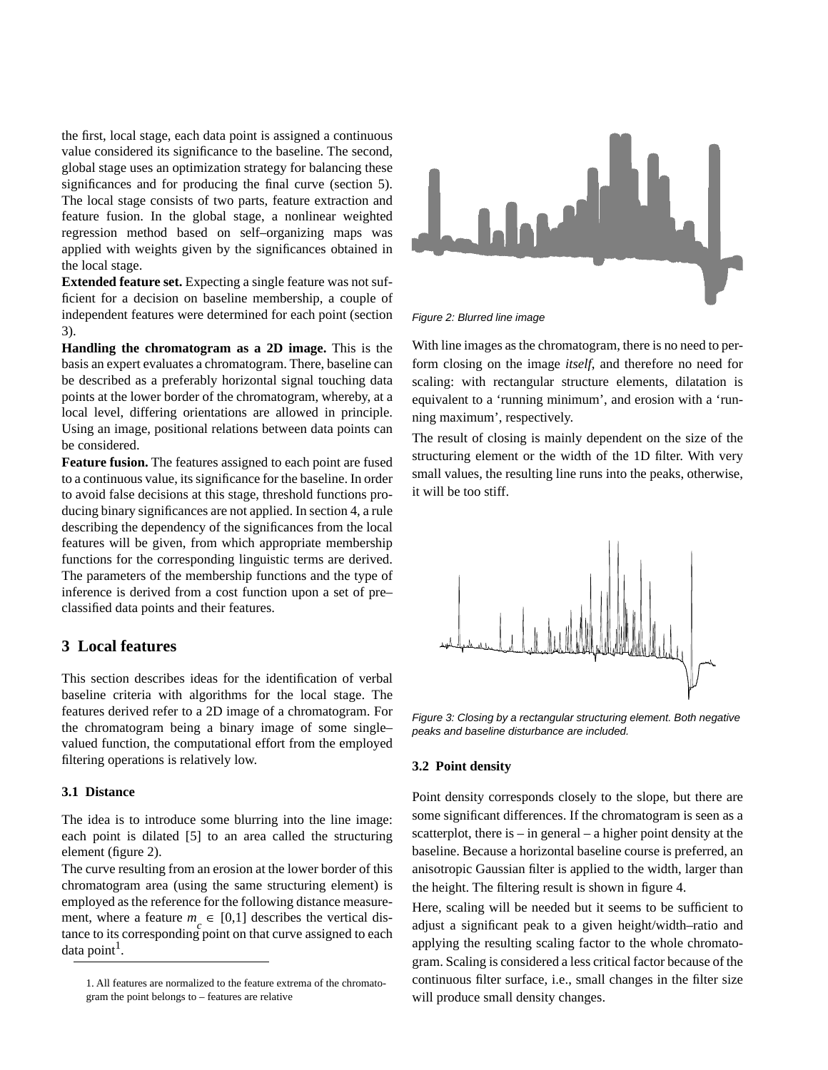the first, local stage, each data point is assigned a continuous value considered its significance to the baseline. The second, global stage uses an optimization strategy for balancing these significances and for producing the final curve (section 5). The local stage consists of two parts, feature extraction and feature fusion. In the global stage, a nonlinear weighted regression method based on self–organizing maps was applied with weights given by the significances obtained in the local stage.

**Extended feature set.** Expecting a single feature was not sufficient for a decision on baseline membership, a couple of independent features were determined for each point (section 3).

**Handling the chromatogram as a 2D image.** This is the basis an expert evaluates a chromatogram. There, baseline can be described as a preferably horizontal signal touching data points at the lower border of the chromatogram, whereby, at a local level, differing orientations are allowed in principle. Using an image, positional relations between data points can be considered.

**Feature fusion.** The features assigned to each point are fused to a continuous value, its significance for the baseline. In order to avoid false decisions at this stage, threshold functions producing binary significances are not applied. In section 4, a rule describing the dependency of the significances from the local features will be given, from which appropriate membership functions for the corresponding linguistic terms are derived. The parameters of the membership functions and the type of inference is derived from a cost function upon a set of pre–classified data points and their features.

## 3 Local features

This section describes ideas for the identification of verbal baseline criteria with algorithms for the local stage. The features derived refer to a 2D image of a chromatogram. For the chromatogram being a binary image of some single–valued function, the computational effort from the employed filtering operations is relatively low.

### 3.1 Distance

The idea is to introduce some blurring into the line image: each point is dilated [5] to an area called the structuring element (figure 2).

The curve resulting from an erosion at the lower border of this chromatogram area (using the same structuring element) is employed as the reference for the following distance measurement, where a feature $m_c \in [0,1]$ describes the vertical distance to its corresponding point on that curve assigned to each data point[1].

1. All features are normalized to the feature extrema of the chromatogram the point belongs to – features are relative

Figure 2: Blurred line image

With line images as the chromatogram, there is no need to perform closing on the image *itself*, and therefore no need for scaling: with rectangular structure elements, dilatation is equivalent to a 'running minimum', and erosion with a 'running maximum', respectively.

The result of closing is mainly dependent on the size of the structuring element or the width of the 1D filter. With very small values, the resulting line runs into the peaks, otherwise, it will be too stiff.

Figure 3: Closing by a rectangular structuring element. Both negative peaks and baseline disturbance are included.

### 3.2 Point density

Point density corresponds closely to the slope, but there are some significant differences. If the chromatogram is seen as a scatterplot, there is – in general – a higher point density at the baseline. Because a horizontal baseline course is preferred, an anisotropic Gaussian filter is applied to the width, larger than the height. The filtering result is shown in figure 4.

Here, scaling will be needed but it seems to be sufficient to adjust a significant peak to a given height/width–ratio and applying the resulting scaling factor to the whole chromatogram. Scaling is considered a less critical factor because of the continuous filter surface, i.e., small changes in the filter size will produce small density changes.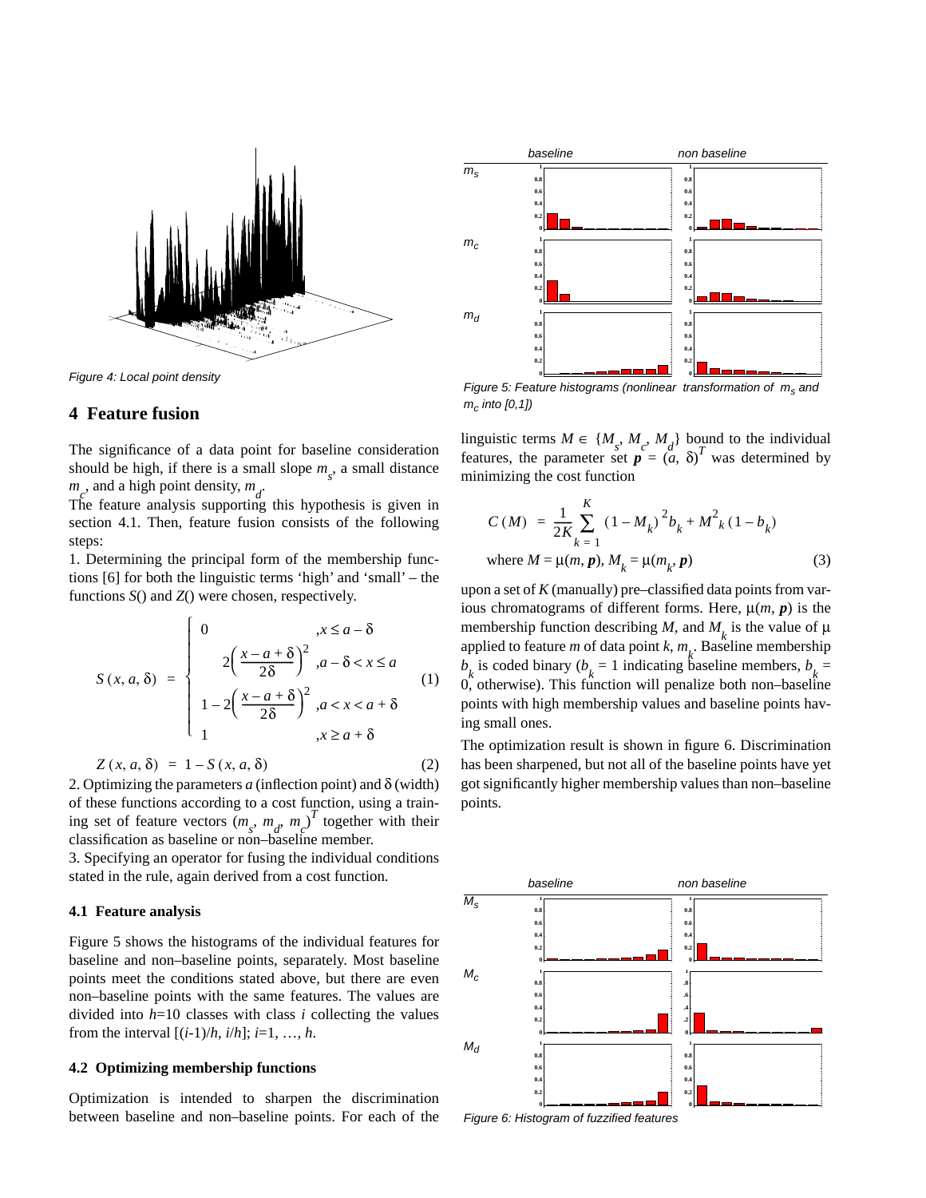Figure 4: Local point density

Figure 5: Feature histograms (nonlinear transformation of $m_s$ and $m_c$ into [0,1])

## 4 Feature fusion

The significance of a data point for baseline consideration should be high, if there is a small slope $m_s$, a small distance $m_c$, and a high point density, $m_d$.

The feature analysis supporting this hypothesis is given in section 4.1. Then, feature fusion consists of the following steps:

1. Determining the principal form of the membership functions [6] for both the linguistic terms 'high' and 'small' – the functions $S()$ and $Z()$ were chosen, respectively.

$$S(x, a, \delta) = \begin{cases} 0 & , x \le a - \delta \\ 2\left(\dfrac{x - a + \delta}{2\delta}\right)^2 & , a - \delta < x \le a \\ 1 - 2\left(\dfrac{x - a + \delta}{2\delta}\right)^2 & , a < x < a + \delta \\ 1 & , x \ge a + \delta \end{cases} \tag{1}$$

$$Z(x, a, \delta) = 1 - S(x, a, \delta) \tag{2}$$

2. Optimizing the parameters $a$ (inflection point) and $\delta$ (width) of these functions according to a cost function, using a training set of feature vectors $(m_s, m_d, m_c)^T$ together with their classification as baseline or non–baseline member.

3. Specifying an operator for fusing the individual conditions stated in the rule, again derived from a cost function.

### 4.1 Feature analysis

Figure 5 shows the histograms of the individual features for baseline and non–baseline points, separately. Most baseline points meet the conditions stated above, but there are even non–baseline points with the same features. The values are divided into $h$=10 classes with class $i$ collecting the values from the interval $[(i\text{-}1)/h, i/h]$; $i$=1, …, $h$.

### 4.2 Optimizing membership functions

Optimization is intended to sharpen the discrimination between baseline and non–baseline points. For each of the linguistic terms $M \in \{M_s, M_c, M_d\}$ bound to the individual features, the parameter set $\boldsymbol{p} = (a, \delta)^T$ was determined by minimizing the cost function

$$C(M) = \frac{1}{2K}\sum_{k=1}^{K}(1 - M_k)^2 b_k + M^2{}_k(1 - b_k)$$

$$\text{where } M = \mu(m, \boldsymbol{p}),\ M_k = \mu(m_k, \boldsymbol{p}) \tag{3}$$

upon a set of $K$ (manually) pre–classified data points from various chromatograms of different forms. Here, $\mu(m, \boldsymbol{p})$ is the membership function describing $M$, and $M_k$ is the value of $\mu$ applied to feature $m$ of data point $k$, $m_k$. Baseline membership $b_k$ is coded binary ($b_k$ = 1 indicating baseline members, $b_k$ = 0, otherwise). This function will penalize both non–baseline points with high membership values and baseline points having small ones.

The optimization result is shown in figure 6. Discrimination has been sharpened, but not all of the baseline points have yet got significantly higher membership values than non–baseline points.

Figure 6: Histogram of fuzzified features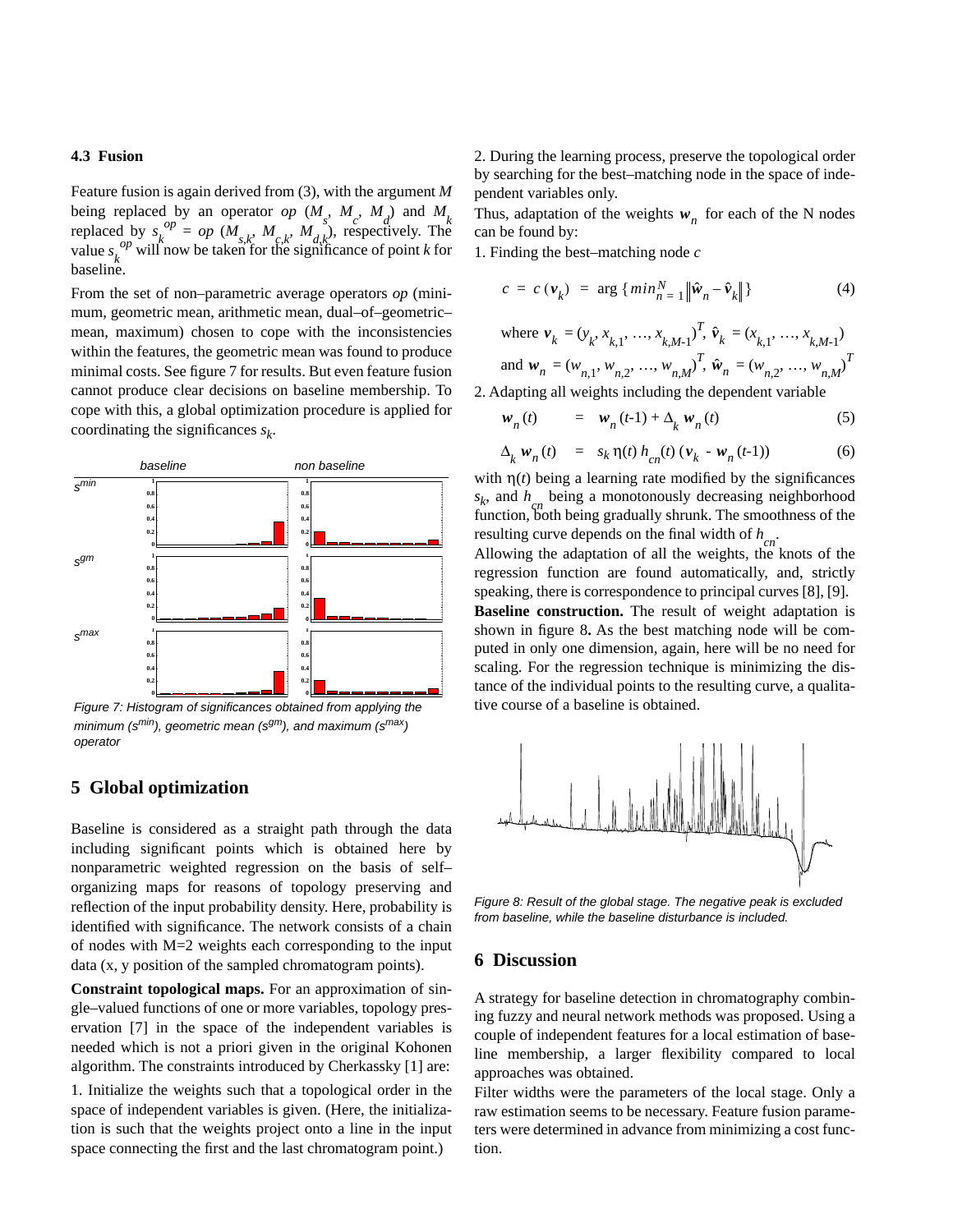### 4.3 Fusion

Feature fusion is again derived from (3), with the argument $M$ being replaced by an operator $op$ ($M_s$, $M_c$, $M_d$) and $M_k$ replaced by $s_k^{op} = op\ (M_{s,k}, M_{c,k}, M_{d,k})$, respectively. The value $s_k^{op}$ will now be taken for the significance of point $k$ for baseline.

From the set of non–parametric average operators $op$ (minimum, geometric mean, arithmetic mean, dual–of–geometric–mean, maximum) chosen to cope with the inconsistencies within the features, the geometric mean was found to produce minimal costs. See figure 7 for results. But even feature fusion cannot produce clear decisions on baseline membership. To cope with this, a global optimization procedure is applied for coordinating the significances $s_k$.

Figure 7: Histogram of significances obtained from applying the minimum ($s^{min}$), geometric mean ($s^{gm}$), and maximum ($s^{max}$) operator

## 5 Global optimization

Baseline is considered as a straight path through the data including significant points which is obtained here by nonparametric weighted regression on the basis of self–organizing maps for reasons of topology preserving and reflection of the input probability density. Here, probability is identified with significance. The network consists of a chain of nodes with M=2 weights each corresponding to the input data (x, y position of the sampled chromatogram points).

**Constraint topological maps.** For an approximation of single–valued functions of one or more variables, topology preservation [7] in the space of the independent variables is needed which is not a priori given in the original Kohonen algorithm. The constraints introduced by Cherkassky [1] are:

1. Initialize the weights such that a topological order in the space of independent variables is given. (Here, the initialization is such that the weights project onto a line in the input space connecting the first and the last chromatogram point.)

2. During the learning process, preserve the topological order by searching for the best–matching node in the space of independent variables only.

Thus, adaptation of the weights $\boldsymbol{w}_n$ for each of the N nodes can be found by:

1. Finding the best–matching node $c$

$$c = c(\boldsymbol{v}_k) = \arg\{min_{n=1}^{N}\|\hat{\boldsymbol{w}}_n - \hat{\boldsymbol{v}}_k\|\} \tag{4}$$

where $\boldsymbol{v}_k = (y_k, x_{k,1}, \ldots, x_{k,M-1})^T$, $\hat{\boldsymbol{v}}_k = (x_{k,1}, \ldots, x_{k,M-1})$

and $\boldsymbol{w}_n = (w_{n,1}, w_{n,2}, \ldots, w_{n,M})^T$, $\hat{\boldsymbol{w}}_n = (w_{n,2}, \ldots, w_{n,M})^T$

2. Adapting all weights including the dependent variable

$$\boldsymbol{w}_n(t) = \boldsymbol{w}_n(t\text{-}1) + \Delta_k\, \boldsymbol{w}_n(t) \tag{5}$$

$$\Delta_k\, \boldsymbol{w}_n(t) = s_k\, \eta(t)\, h_{cn}(t)\, (\boldsymbol{v}_k - \boldsymbol{w}_n(t\text{-}1)) \tag{6}$$

with $\eta(t)$ being a learning rate modified by the significances $s_k$, and $h_{cn}$ being a monotonously decreasing neighborhood function, both being gradually shrunk. The smoothness of the resulting curve depends on the final width of $h_{cn}$.

Allowing the adaptation of all the weights, the knots of the regression function are found automatically, and, strictly speaking, there is correspondence to principal curves [8], [9].

**Baseline construction.** The result of weight adaptation is shown in figure 8**.** As the best matching node will be computed in only one dimension, again, here will be no need for scaling. For the regression technique is minimizing the distance of the individual points to the resulting curve, a qualitative course of a baseline is obtained.

Figure 8: Result of the global stage. The negative peak is excluded from baseline, while the baseline disturbance is included.

## 6 Discussion

A strategy for baseline detection in chromatography combining fuzzy and neural network methods was proposed. Using a couple of independent features for a local estimation of baseline membership, a larger flexibility compared to local approaches was obtained.

Filter widths were the parameters of the local stage. Only a raw estimation seems to be necessary. Feature fusion parameters were determined in advance from minimizing a cost function.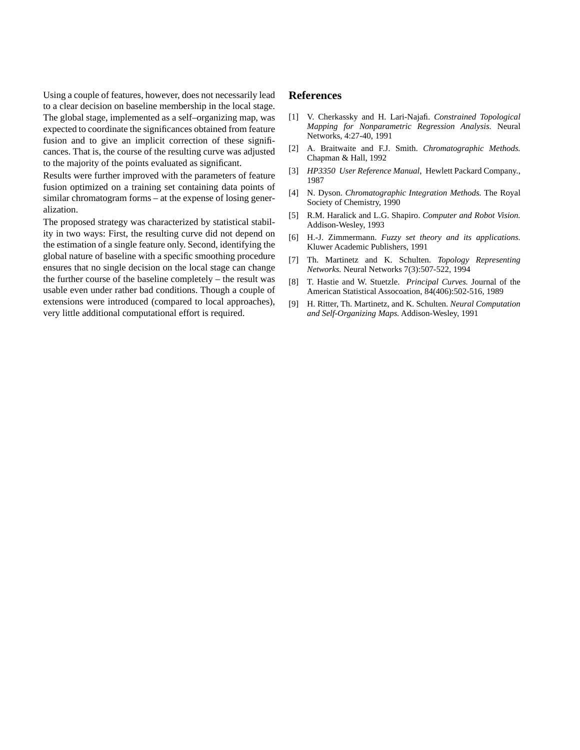Using a couple of features, however, does not necessarily lead to a clear decision on baseline membership in the local stage. The global stage, implemented as a self–organizing map, was expected to coordinate the significances obtained from feature fusion and to give an implicit correction of these significances. That is, the course of the resulting curve was adjusted to the majority of the points evaluated as significant.

Results were further improved with the parameters of feature fusion optimized on a training set containing data points of similar chromatogram forms – at the expense of losing generalization.

The proposed strategy was characterized by statistical stability in two ways: First, the resulting curve did not depend on the estimation of a single feature only. Second, identifying the global nature of baseline with a specific smoothing procedure ensures that no single decision on the local stage can change the further course of the baseline completely – the result was usable even under rather bad conditions. Though a couple of extensions were introduced (compared to local approaches), very little additional computational effort is required.

## References

[1] V. Cherkassky and H. Lari-Najafi. *Constrained Topological Mapping for Nonparametric Regression Analysis.* Neural Networks, 4:27-40, 1991

[2] A. Braitwaite and F.J. Smith. *Chromatographic Methods.* Chapman & Hall, 1992

[3] *HP3350 User Reference Manual*, Hewlett Packard Company., 1987

[4] N. Dyson. *Chromatographic Integration Methods.* The Royal Society of Chemistry, 1990

[5] R.M. Haralick and L.G. Shapiro. *Computer and Robot Vision.* Addison-Wesley, 1993

[6] H.-J. Zimmermann. *Fuzzy set theory and its applications.* Kluwer Academic Publishers, 1991

[7] Th. Martinetz and K. Schulten. *Topology Representing Networks.* Neural Networks 7(3):507-522, 1994

[8] T. Hastie and W. Stuetzle. *Principal Curves.* Journal of the American Statistical Assocoation, 84(406):502-516, 1989

[9] H. Ritter, Th. Martinetz, and K. Schulten. *Neural Computation and Self-Organizing Maps.* Addison-Wesley, 1991